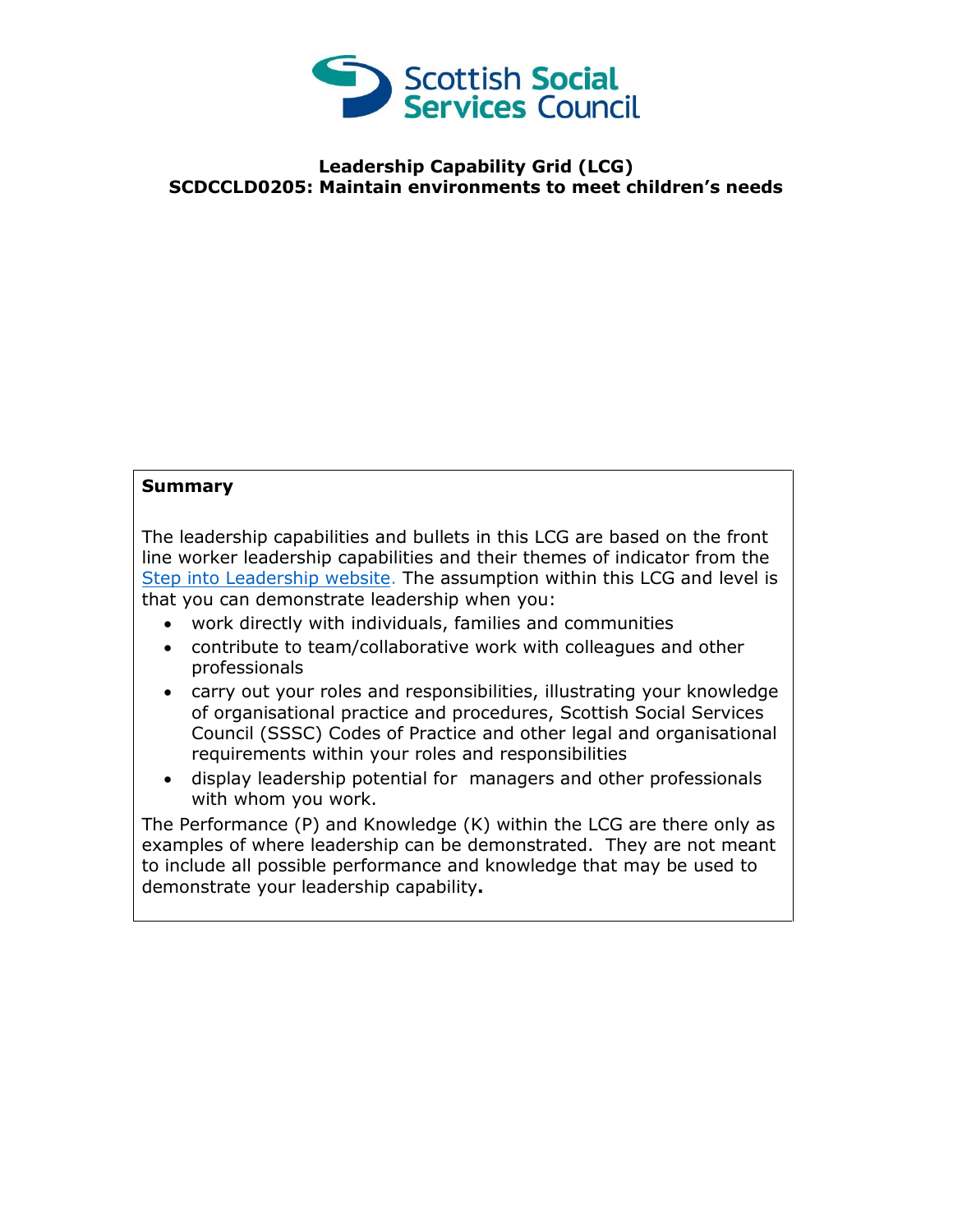# Leadership Capability Grid (LCG)
## SCDCCLD0205: Maintain environments to meet children's needs

**Summary**

The leadership capabilities and bullets in this LCG are based on the front line worker leadership capabilities and their themes of indicator from the Step into Leadership website. The assumption within this LCG and level is that you can demonstrate leadership when you:

- work directly with individuals, families and communities
- contribute to team/collaborative work with colleagues and other professionals
- carry out your roles and responsibilities, illustrating your knowledge of organisational practice and procedures, Scottish Social Services Council (SSSC) Codes of Practice and other legal and organisational requirements within your roles and responsibilities
- display leadership potential for managers and other professionals with whom you work.

The Performance (P) and Knowledge (K) within the LCG are there only as examples of where leadership can be demonstrated. They are not meant to include all possible performance and knowledge that may be used to demonstrate your leadership capability**.**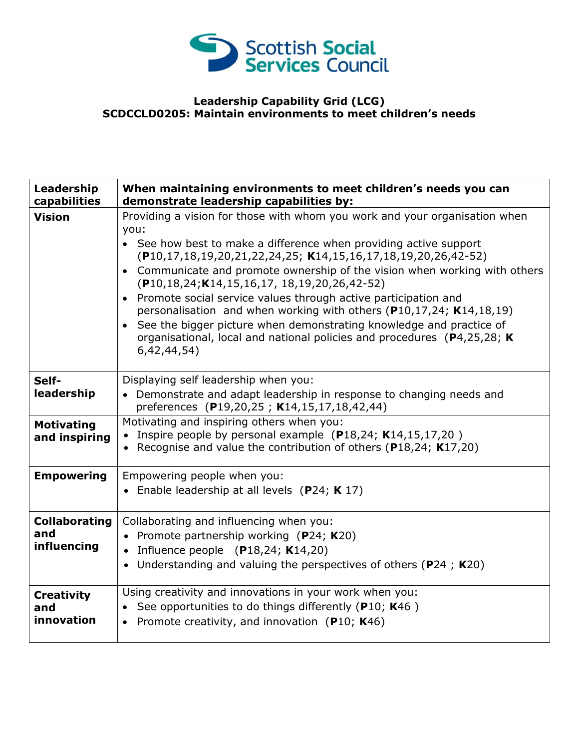Scottish Social Services Council

**Leadership Capability Grid (LCG)**
**SCDCCLD0205: Maintain environments to meet children's needs**

| **Leadership capabilities** | **When maintaining environments to meet children's needs you can demonstrate leadership capabilities by:** |
|---|---|
| **Vision** | Providing a vision for those with whom you work and your organisation when you:<br>• See how best to make a difference when providing active support (**P**10,17,18,19,20,21,22,24,25; **K**14,15,16,17,18,19,20,26,42-52)<br>• Communicate and promote ownership of the vision when working with others (**P**10,18,24;**K**14,15,16,17, 18,19,20,26,42-52)<br>• Promote social service values through active participation and personalisation and when working with others (**P**10,17,24; **K**14,18,19)<br>• See the bigger picture when demonstrating knowledge and practice of organisational, local and national policies and procedures (**P**4,25,28; **K** 6,42,44,54) |
| **Self-leadership** | Displaying self leadership when you:<br>• Demonstrate and adapt leadership in response to changing needs and preferences (**P**19,20,25 ; **K**14,15,17,18,42,44) |
| **Motivating and inspiring** | Motivating and inspiring others when you:<br>• Inspire people by personal example (**P**18,24; **K**14,15,17,20 )<br>• Recognise and value the contribution of others (**P**18,24; **K**17,20) |
| **Empowering** | Empowering people when you:<br>• Enable leadership at all levels (**P**24; **K** 17) |
| **Collaborating and influencing** | Collaborating and influencing when you:<br>• Promote partnership working (**P**24; **K**20)<br>• Influence people (**P**18,24; **K**14,20)<br>• Understanding and valuing the perspectives of others (**P**24 ; **K**20) |
| **Creativity and innovation** | Using creativity and innovations in your work when you:<br>• See opportunities to do things differently (**P**10; **K**46 )<br>• Promote creativity, and innovation (**P**10; **K**46) |